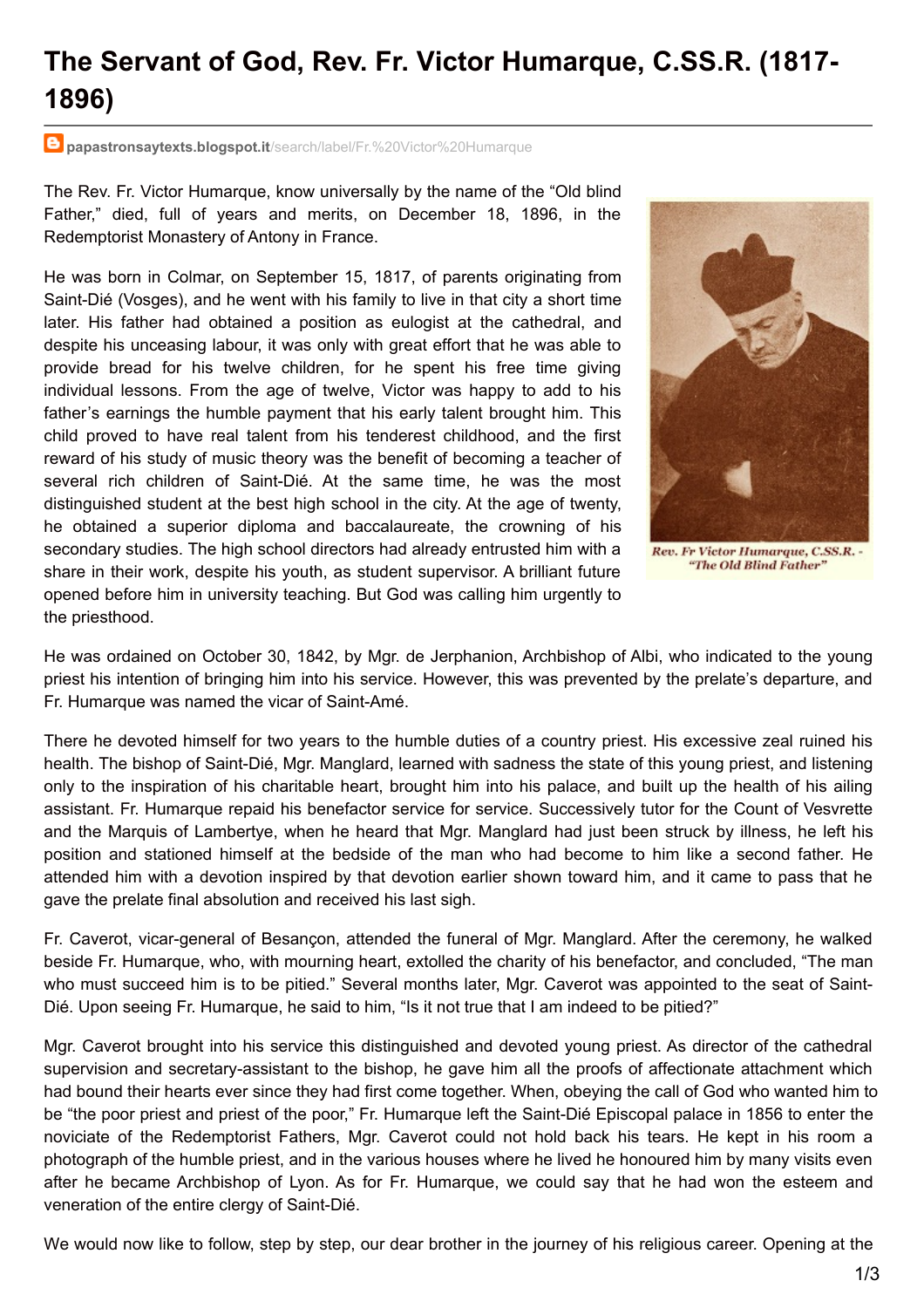# The Servant of God, Rev. Fr. Victor Humarque, C.SS.R. (1817-1896)

papastronsaytexts.blogspot.it/search/label/Fr.%20Victor%20Humarque

The Rev. Fr. Victor Humarque, know universally by the name of the "Old blind Father," died, full of years and merits, on December 18, 1896, in the Redemptorist Monastery of Antony in France.

Rev. Fr Victor Humarque, C.SS.R. - "The Old Blind Father"

He was born in Colmar, on September 15, 1817, of parents originating from Saint-Dié (Vosges), and he went with his family to live in that city a short time later. His father had obtained a position as eulogist at the cathedral, and despite his unceasing labour, it was only with great effort that he was able to provide bread for his twelve children, for he spent his free time giving individual lessons. From the age of twelve, Victor was happy to add to his father's earnings the humble payment that his early talent brought him. This child proved to have real talent from his tenderest childhood, and the first reward of his study of music theory was the benefit of becoming a teacher of several rich children of Saint-Dié. At the same time, he was the most distinguished student at the best high school in the city. At the age of twenty, he obtained a superior diploma and baccalaureate, the crowning of his secondary studies. The high school directors had already entrusted him with a share in their work, despite his youth, as student supervisor. A brilliant future opened before him in university teaching. But God was calling him urgently to the priesthood.

He was ordained on October 30, 1842, by Mgr. de Jerphanion, Archbishop of Albi, who indicated to the young priest his intention of bringing him into his service. However, this was prevented by the prelate's departure, and Fr. Humarque was named the vicar of Saint-Amé.

There he devoted himself for two years to the humble duties of a country priest. His excessive zeal ruined his health. The bishop of Saint-Dié, Mgr. Manglard, learned with sadness the state of this young priest, and listening only to the inspiration of his charitable heart, brought him into his palace, and built up the health of his ailing assistant. Fr. Humarque repaid his benefactor service for service. Successively tutor for the Count of Vesvrette and the Marquis of Lambertye, when he heard that Mgr. Manglard had just been struck by illness, he left his position and stationed himself at the bedside of the man who had become to him like a second father. He attended him with a devotion inspired by that devotion earlier shown toward him, and it came to pass that he gave the prelate final absolution and received his last sigh.

Fr. Caverot, vicar-general of Besançon, attended the funeral of Mgr. Manglard. After the ceremony, he walked beside Fr. Humarque, who, with mourning heart, extolled the charity of his benefactor, and concluded, "The man who must succeed him is to be pitied." Several months later, Mgr. Caverot was appointed to the seat of Saint-Dié. Upon seeing Fr. Humarque, he said to him, "Is it not true that I am indeed to be pitied?"

Mgr. Caverot brought into his service this distinguished and devoted young priest. As director of the cathedral supervision and secretary-assistant to the bishop, he gave him all the proofs of affectionate attachment which had bound their hearts ever since they had first come together. When, obeying the call of God who wanted him to be "the poor priest and priest of the poor," Fr. Humarque left the Saint-Dié Episcopal palace in 1856 to enter the noviciate of the Redemptorist Fathers, Mgr. Caverot could not hold back his tears. He kept in his room a photograph of the humble priest, and in the various houses where he lived he honoured him by many visits even after he became Archbishop of Lyon. As for Fr. Humarque, we could say that he had won the esteem and veneration of the entire clergy of Saint-Dié.

We would now like to follow, step by step, our dear brother in the journey of his religious career. Opening at the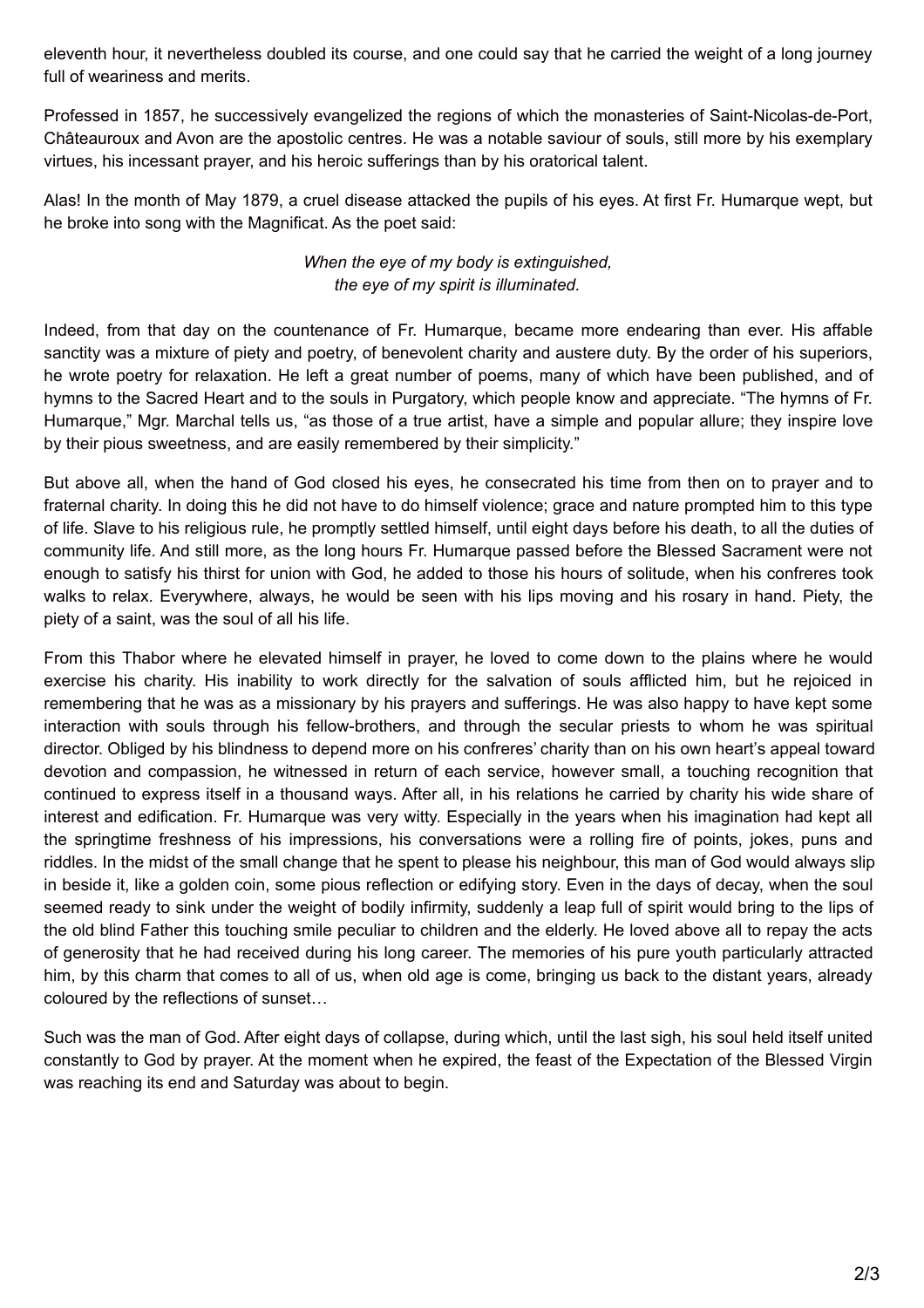eleventh hour, it nevertheless doubled its course, and one could say that he carried the weight of a long journey full of weariness and merits.

Professed in 1857, he successively evangelized the regions of which the monasteries of Saint-Nicolas-de-Port, Châteauroux and Avon are the apostolic centres. He was a notable saviour of souls, still more by his exemplary virtues, his incessant prayer, and his heroic sufferings than by his oratorical talent.

Alas! In the month of May 1879, a cruel disease attacked the pupils of his eyes. At first Fr. Humarque wept, but he broke into song with the Magnificat. As the poet said:

*When the eye of my body is extinguished,*
*the eye of my spirit is illuminated.*

Indeed, from that day on the countenance of Fr. Humarque, became more endearing than ever. His affable sanctity was a mixture of piety and poetry, of benevolent charity and austere duty. By the order of his superiors, he wrote poetry for relaxation. He left a great number of poems, many of which have been published, and of hymns to the Sacred Heart and to the souls in Purgatory, which people know and appreciate. "The hymns of Fr. Humarque," Mgr. Marchal tells us, "as those of a true artist, have a simple and popular allure; they inspire love by their pious sweetness, and are easily remembered by their simplicity."

But above all, when the hand of God closed his eyes, he consecrated his time from then on to prayer and to fraternal charity. In doing this he did not have to do himself violence; grace and nature prompted him to this type of life. Slave to his religious rule, he promptly settled himself, until eight days before his death, to all the duties of community life. And still more, as the long hours Fr. Humarque passed before the Blessed Sacrament were not enough to satisfy his thirst for union with God, he added to those his hours of solitude, when his confreres took walks to relax. Everywhere, always, he would be seen with his lips moving and his rosary in hand. Piety, the piety of a saint, was the soul of all his life.

From this Thabor where he elevated himself in prayer, he loved to come down to the plains where he would exercise his charity. His inability to work directly for the salvation of souls afflicted him, but he rejoiced in remembering that he was as a missionary by his prayers and sufferings. He was also happy to have kept some interaction with souls through his fellow-brothers, and through the secular priests to whom he was spiritual director. Obliged by his blindness to depend more on his confreres' charity than on his own heart's appeal toward devotion and compassion, he witnessed in return of each service, however small, a touching recognition that continued to express itself in a thousand ways. After all, in his relations he carried by charity his wide share of interest and edification. Fr. Humarque was very witty. Especially in the years when his imagination had kept all the springtime freshness of his impressions, his conversations were a rolling fire of points, jokes, puns and riddles. In the midst of the small change that he spent to please his neighbour, this man of God would always slip in beside it, like a golden coin, some pious reflection or edifying story. Even in the days of decay, when the soul seemed ready to sink under the weight of bodily infirmity, suddenly a leap full of spirit would bring to the lips of the old blind Father this touching smile peculiar to children and the elderly. He loved above all to repay the acts of generosity that he had received during his long career. The memories of his pure youth particularly attracted him, by this charm that comes to all of us, when old age is come, bringing us back to the distant years, already coloured by the reflections of sunset…

Such was the man of God. After eight days of collapse, during which, until the last sigh, his soul held itself united constantly to God by prayer. At the moment when he expired, the feast of the Expectation of the Blessed Virgin was reaching its end and Saturday was about to begin.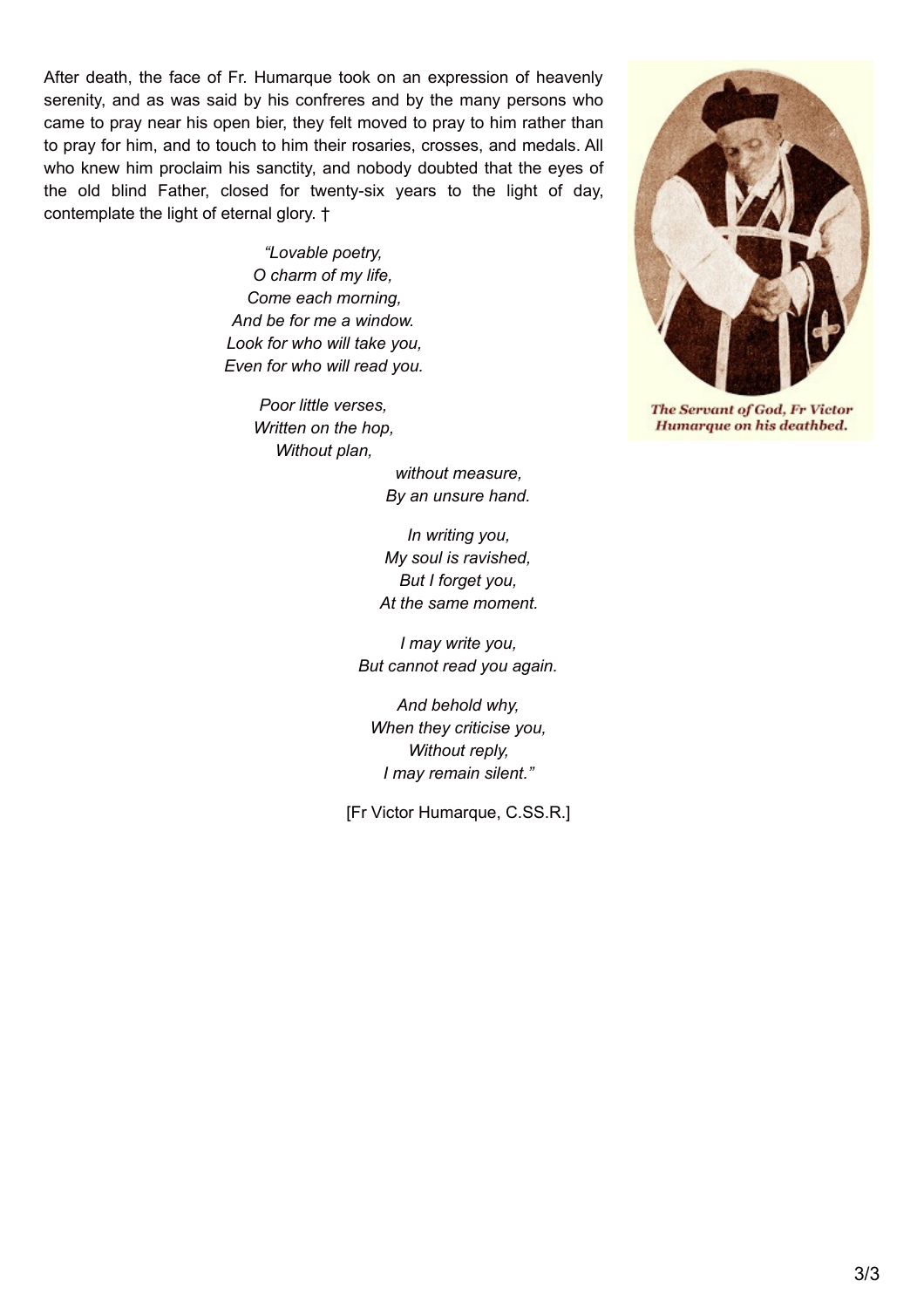After death, the face of Fr. Humarque took on an expression of heavenly serenity, and as was said by his confreres and by the many persons who came to pray near his open bier, they felt moved to pray to him rather than to pray for him, and to touch to him their rosaries, crosses, and medals. All who knew him proclaim his sanctity, and nobody doubted that the eyes of the old blind Father, closed for twenty-six years to the light of day, contemplate the light of eternal glory. †

*The Servant of God, Fr Victor Humarque on his deathbed.*

*"Lovable poetry,*
*O charm of my life,*
*Come each morning,*
*And be for me a window.*
*Look for who will take you,*
*Even for who will read you.*

*Poor little verses,*
*Written on the hop,*
*Without plan,*
*without measure,*
*By an unsure hand.*

*In writing you,*
*My soul is ravished,*
*But I forget you,*
*At the same moment.*

*I may write you,*
*But cannot read you again.*

*And behold why,*
*When they criticise you,*
*Without reply,*
*I may remain silent."*

[Fr Victor Humarque, C.SS.R.]